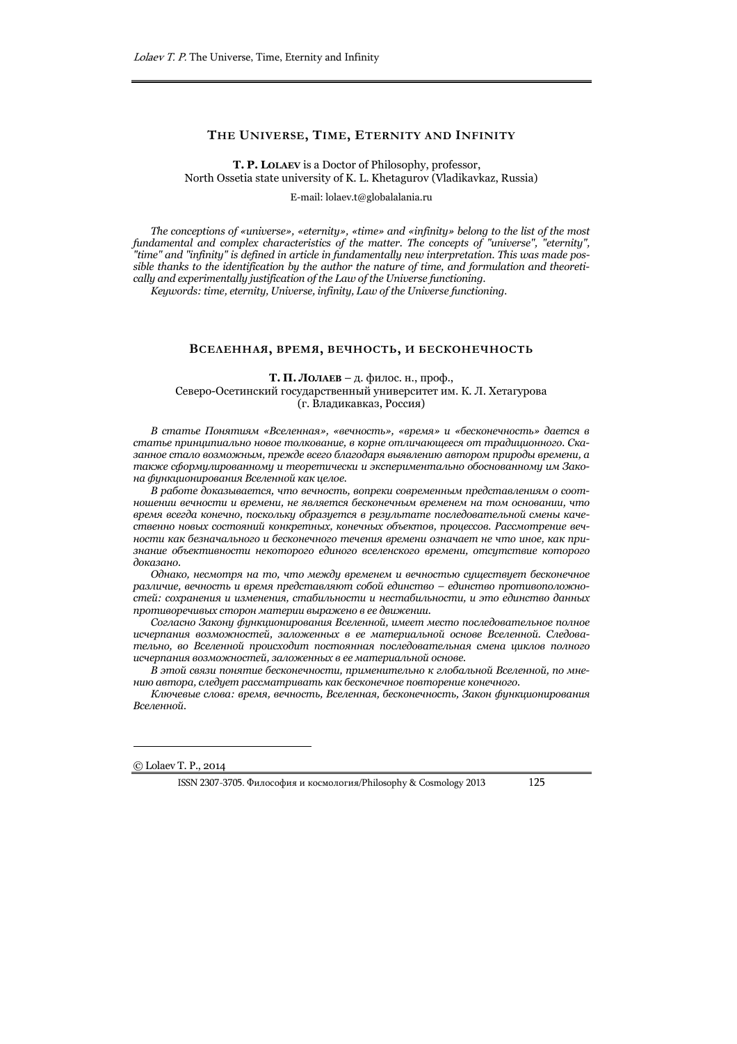# The Universe, Time, Eternity and Infinity

**T. P. Lolaev** is a Doctor of Philosophy, professor,
North Ossetia state university of K. L. Khetagurov (Vladikavkaz, Russia)

E-mail: lolaev.t@globalalania.ru

*The conceptions of «universe», «eternity», «time» and «infinity» belong to the list of the most fundamental and complex characteristics of the matter. The concepts of "universe", "eternity", "time" and "infinity" is defined in article in fundamentally new interpretation. This was made possible thanks to the identification by the author the nature of time, and formulation and theoretically and experimentally justification of the Law of the Universe functioning.*

*Keywords: time, eternity, Universe, infinity, Law of the Universe functioning.*

# Вселенная, время, вечность, и бесконечность

**Т. П. Лолаев** – д. филос. н., проф.,
Северо-Осетинский государственный университет им. К. Л. Хетагурова
(г. Владикавказ, Россия)

*В статье Понятиям «Вселенная», «вечность», «время» и «бесконечность» дается в статье принципиально новое толкование, в корне отличающееся от традиционного. Сказанное стало возможным, прежде всего благодаря выявлению автором природы времени, а также сформулированному и теоретически и экспериментально обоснованному им Закона функционирования Вселенной как целое.*

*В работе доказывается, что вечность, вопреки современным представлениям о соотношении вечности и времени, не является бесконечным временем на том основании, что время всегда конечно, поскольку образуется в результате последовательной смены качественно новых состояний конкретных, конечных объектов, процессов. Рассмотрение вечности как безначального и бесконечного течения времени означает не что иное, как признание объективности некоторого единого вселенского времени, отсутствие которого доказано.*

*Однако, несмотря на то, что между временем и вечностью существует бесконечное различие, вечность и время представляют собой единство – единство противоположностей: сохранения и изменения, стабильности и нестабильности, и это единство данных противоречивых сторон материи выражено в ее движении.*

*Согласно Закону функционирования Вселенной, имеет место последовательное полное исчерпания возможностей, заложенных в ее материальной основе Вселенной. Следовательно, во Вселенной происходит постоянная последовательная смена циклов полного исчерпания возможностей, заложенных в ее материальной основе.*

*В этой связи понятие бесконечности, применительно к глобальной Вселенной, по мнению автора, следует рассматривать как бесконечное повторение конечного.*

*Ключевые слова: время, вечность, Вселенная, бесконечность, Закон функционирования Вселенной.*

© Lolaev T. P., 2014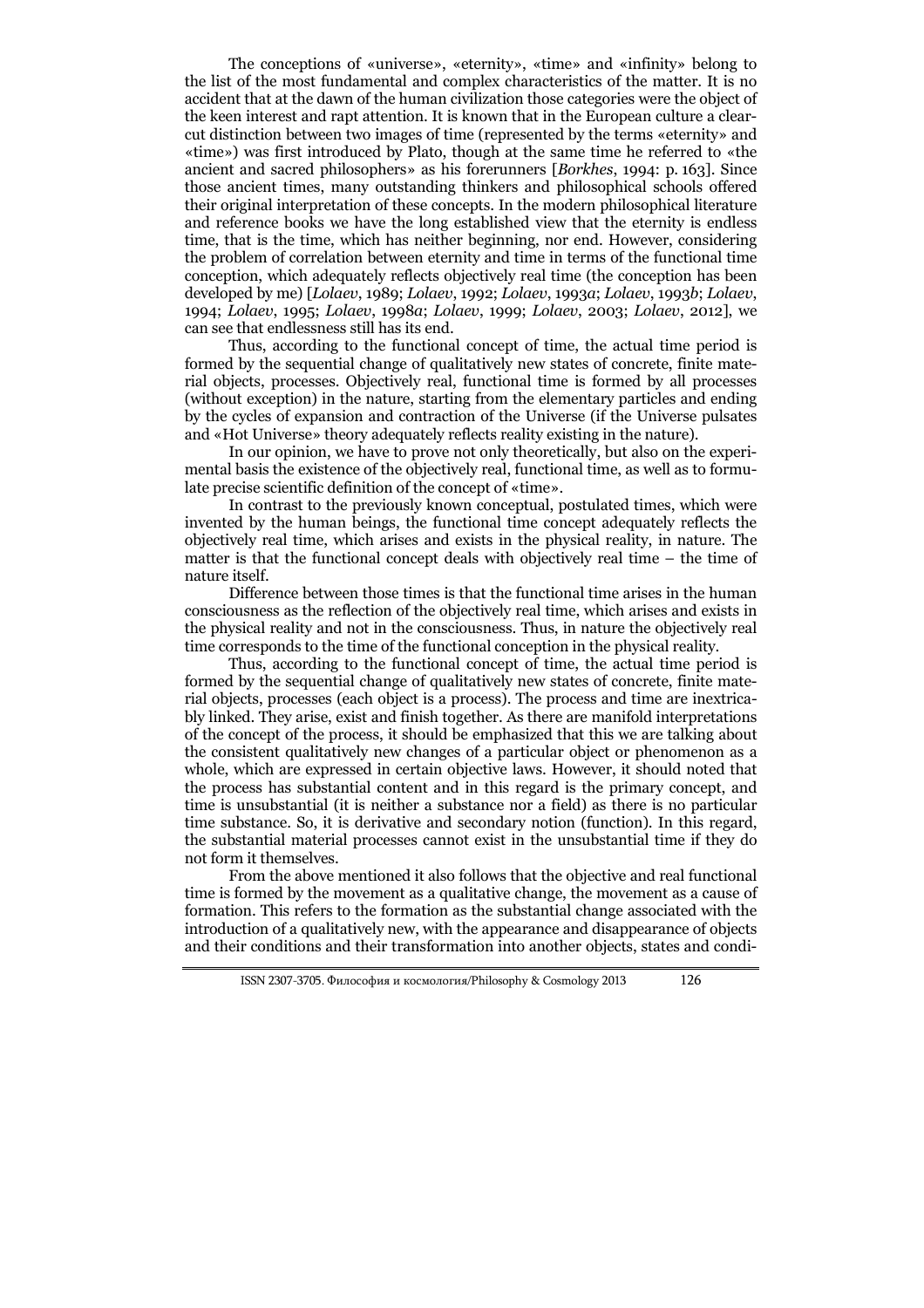The conceptions of «universe», «eternity», «time» and «infinity» belong to the list of the most fundamental and complex characteristics of the matter. It is no accident that at the dawn of the human civilization those categories were the object of the keen interest and rapt attention. It is known that in the European culture a clear-cut distinction between two images of time (represented by the terms «eternity» and «time») was first introduced by Plato, though at the same time he referred to «the ancient and sacred philosophers» as his forerunners [*Borkhes*, 1994: p. 163]. Since those ancient times, many outstanding thinkers and philosophical schools offered their original interpretation of these concepts. In the modern philosophical literature and reference books we have the long established view that the eternity is endless time, that is the time, which has neither beginning, nor end. However, considering the problem of correlation between eternity and time in terms of the functional time conception, which adequately reflects objectively real time (the conception has been developed by me) [*Lolaev*, 1989; *Lolaev*, 1992; *Lolaev*, 1993*a*; *Lolaev*, 1993*b*; *Lolaev*, 1994; *Lolaev*, 1995; *Lolaev*, 1998*a*; *Lolaev*, 1999; *Lolaev*, 2003; *Lolaev*, 2012], we can see that endlessness still has its end.

Thus, according to the functional concept of time, the actual time period is formed by the sequential change of qualitatively new states of concrete, finite material objects, processes. Objectively real, functional time is formed by all processes (without exception) in the nature, starting from the elementary particles and ending by the cycles of expansion and contraction of the Universe (if the Universe pulsates and «Hot Universe» theory adequately reflects reality existing in the nature).

In our opinion, we have to prove not only theoretically, but also on the experimental basis the existence of the objectively real, functional time, as well as to formulate precise scientific definition of the concept of «time».

In contrast to the previously known conceptual, postulated times, which were invented by the human beings, the functional time concept adequately reflects the objectively real time, which arises and exists in the physical reality, in nature. The matter is that the functional concept deals with objectively real time – the time of nature itself.

Difference between those times is that the functional time arises in the human consciousness as the reflection of the objectively real time, which arises and exists in the physical reality and not in the consciousness. Thus, in nature the objectively real time corresponds to the time of the functional conception in the physical reality.

Thus, according to the functional concept of time, the actual time period is formed by the sequential change of qualitatively new states of concrete, finite material objects, processes (each object is a process). The process and time are inextricably linked. They arise, exist and finish together. As there are manifold interpretations of the concept of the process, it should be emphasized that this we are talking about the consistent qualitatively new changes of a particular object or phenomenon as a whole, which are expressed in certain objective laws. However, it should noted that the process has substantial content and in this regard is the primary concept, and time is unsubstantial (it is neither a substance nor a field) as there is no particular time substance. So, it is derivative and secondary notion (function). In this regard, the substantial material processes cannot exist in the unsubstantial time if they do not form it themselves.

From the above mentioned it also follows that the objective and real functional time is formed by the movement as a qualitative change, the movement as a cause of formation. This refers to the formation as the substantial change associated with the introduction of a qualitatively new, with the appearance and disappearance of objects and their conditions and their transformation into another objects, states and condi-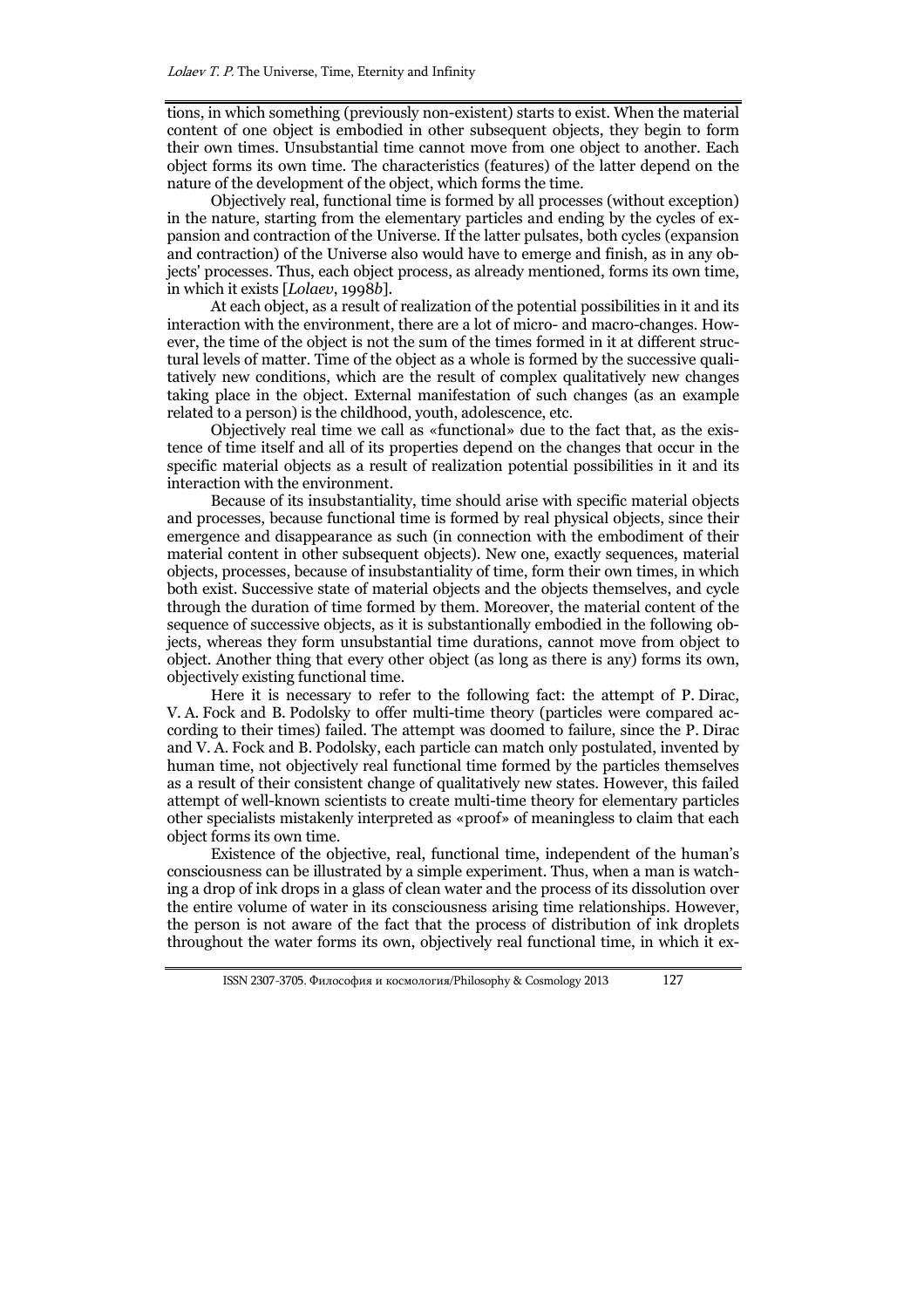tions, in which something (previously non-existent) starts to exist. When the material content of one object is embodied in other subsequent objects, they begin to form their own times. Unsubstantial time cannot move from one object to another. Each object forms its own time. The characteristics (features) of the latter depend on the nature of the development of the object, which forms the time.

Objectively real, functional time is formed by all processes (without exception) in the nature, starting from the elementary particles and ending by the cycles of expansion and contraction of the Universe. If the latter pulsates, both cycles (expansion and contraction) of the Universe also would have to emerge and finish, as in any objects' processes. Thus, each object process, as already mentioned, forms its own time, in which it exists [*Lolaev*, 1998*b*].

At each object, as a result of realization of the potential possibilities in it and its interaction with the environment, there are a lot of micro- and macro-changes. However, the time of the object is not the sum of the times formed in it at different structural levels of matter. Time of the object as a whole is formed by the successive qualitatively new conditions, which are the result of complex qualitatively new changes taking place in the object. External manifestation of such changes (as an example related to a person) is the childhood, youth, adolescence, etc.

Objectively real time we call as «functional» due to the fact that, as the existence of time itself and all of its properties depend on the changes that occur in the specific material objects as a result of realization potential possibilities in it and its interaction with the environment.

Because of its insubstantiality, time should arise with specific material objects and processes, because functional time is formed by real physical objects, since their emergence and disappearance as such (in connection with the embodiment of their material content in other subsequent objects). New one, exactly sequences, material objects, processes, because of insubstantiality of time, form their own times, in which both exist. Successive state of material objects and the objects themselves, and cycle through the duration of time formed by them. Moreover, the material content of the sequence of successive objects, as it is substantionally embodied in the following objects, whereas they form unsubstantial time durations, cannot move from object to object. Another thing that every other object (as long as there is any) forms its own, objectively existing functional time.

Here it is necessary to refer to the following fact: the attempt of P. Dirac, V. A. Fock and B. Podolsky to offer multi-time theory (particles were compared according to their times) failed. The attempt was doomed to failure, since the P. Dirac and V. A. Fock and B. Podolsky, each particle can match only postulated, invented by human time, not objectively real functional time formed by the particles themselves as a result of their consistent change of qualitatively new states. However, this failed attempt of well-known scientists to create multi-time theory for elementary particles other specialists mistakenly interpreted as «proof» of meaningless to claim that each object forms its own time.

Existence of the objective, real, functional time, independent of the human's consciousness can be illustrated by a simple experiment. Thus, when a man is watching a drop of ink drops in a glass of clean water and the process of its dissolution over the entire volume of water in its consciousness arising time relationships. However, the person is not aware of the fact that the process of distribution of ink droplets throughout the water forms its own, objectively real functional time, in which it ex-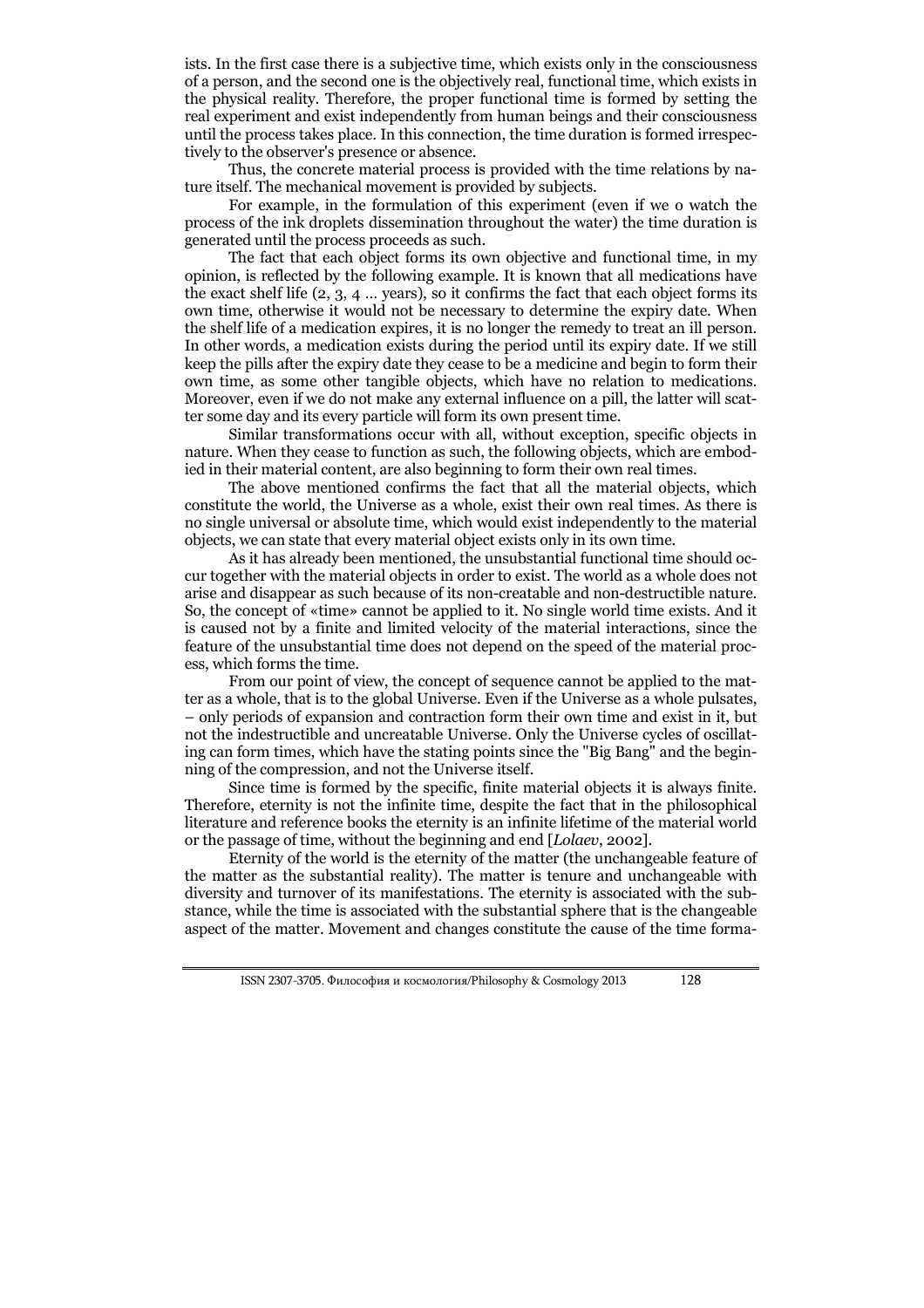ists. In the first case there is a subjective time, which exists only in the consciousness of a person, and the second one is the objectively real, functional time, which exists in the physical reality. Therefore, the proper functional time is formed by setting the real experiment and exist independently from human beings and their consciousness until the process takes place. In this connection, the time duration is formed irrespectively to the observer's presence or absence.

Thus, the concrete material process is provided with the time relations by nature itself. The mechanical movement is provided by subjects.

For example, in the formulation of this experiment (even if we o watch the process of the ink droplets dissemination throughout the water) the time duration is generated until the process proceeds as such.

The fact that each object forms its own objective and functional time, in my opinion, is reflected by the following example. It is known that all medications have the exact shelf life (2, 3, 4 ... years), so it confirms the fact that each object forms its own time, otherwise it would not be necessary to determine the expiry date. When the shelf life of a medication expires, it is no longer the remedy to treat an ill person. In other words, a medication exists during the period until its expiry date. If we still keep the pills after the expiry date they cease to be a medicine and begin to form their own time, as some other tangible objects, which have no relation to medications. Moreover, even if we do not make any external influence on a pill, the latter will scatter some day and its every particle will form its own present time.

Similar transformations occur with all, without exception, specific objects in nature. When they cease to function as such, the following objects, which are embodied in their material content, are also beginning to form their own real times.

The above mentioned confirms the fact that all the material objects, which constitute the world, the Universe as a whole, exist their own real times. As there is no single universal or absolute time, which would exist independently to the material objects, we can state that every material object exists only in its own time.

As it has already been mentioned, the unsubstantial functional time should occur together with the material objects in order to exist. The world as a whole does not arise and disappear as such because of its non-creatable and non-destructible nature. So, the concept of «time» cannot be applied to it. No single world time exists. And it is caused not by a finite and limited velocity of the material interactions, since the feature of the unsubstantial time does not depend on the speed of the material process, which forms the time.

From our point of view, the concept of sequence cannot be applied to the matter as a whole, that is to the global Universe. Even if the Universe as a whole pulsates, – only periods of expansion and contraction form their own time and exist in it, but not the indestructible and uncreatable Universe. Only the Universe cycles of oscillating can form times, which have the stating points since the "Big Bang" and the beginning of the compression, and not the Universe itself.

Since time is formed by the specific, finite material objects it is always finite. Therefore, eternity is not the infinite time, despite the fact that in the philosophical literature and reference books the eternity is an infinite lifetime of the material world or the passage of time, without the beginning and end [*Lolaev*, 2002].

Eternity of the world is the eternity of the matter (the unchangeable feature of the matter as the substantial reality). The matter is tenure and unchangeable with diversity and turnover of its manifestations. The eternity is associated with the substance, while the time is associated with the substantial sphere that is the changeable aspect of the matter. Movement and changes constitute the cause of the time forma-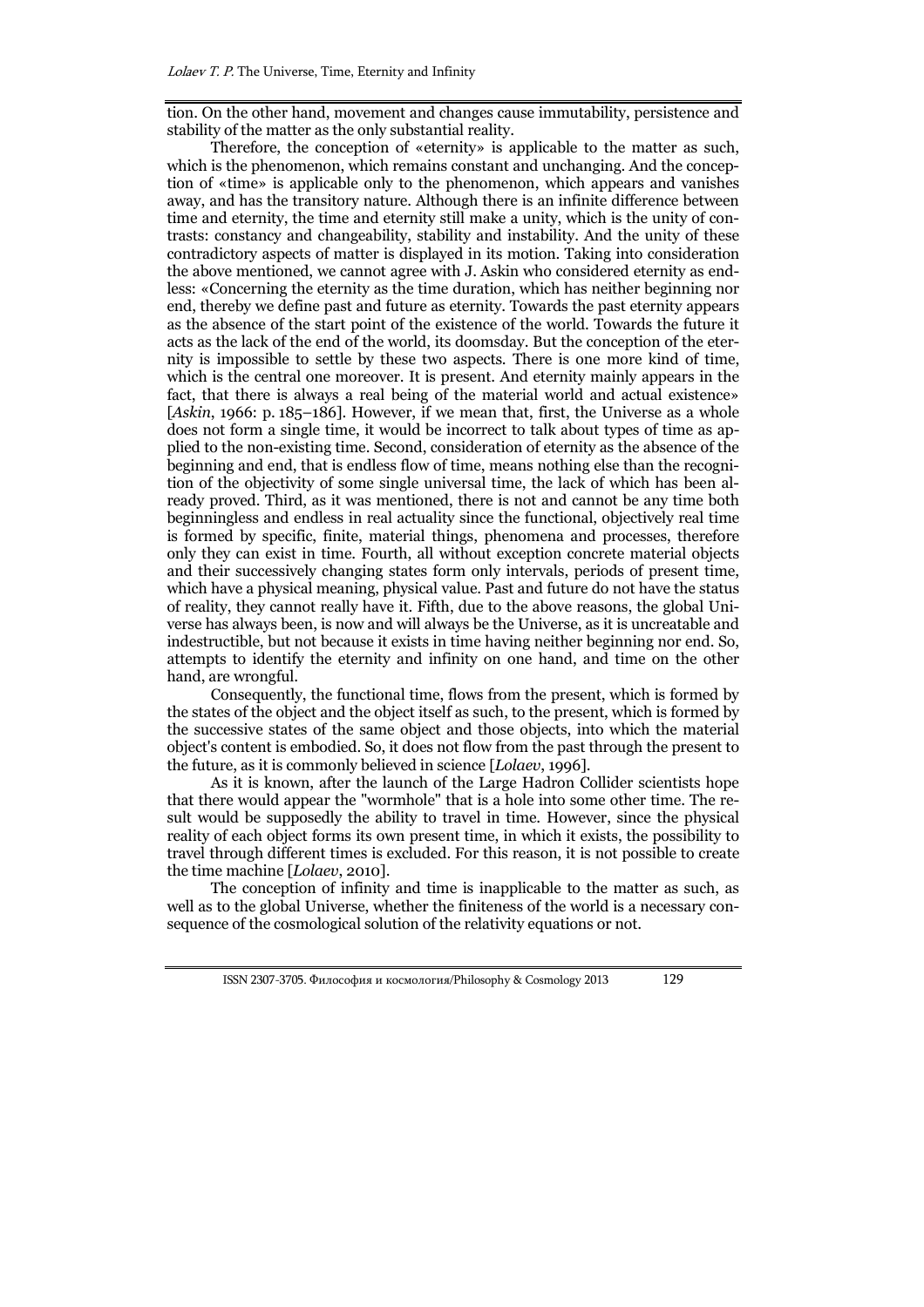tion. On the other hand, movement and changes cause immutability, persistence and stability of the matter as the only substantial reality.

Therefore, the conception of «eternity» is applicable to the matter as such, which is the phenomenon, which remains constant and unchanging. And the conception of «time» is applicable only to the phenomenon, which appears and vanishes away, and has the transitory nature. Although there is an infinite difference between time and eternity, the time and eternity still make a unity, which is the unity of contrasts: constancy and changeability, stability and instability. And the unity of these contradictory aspects of matter is displayed in its motion. Taking into consideration the above mentioned, we cannot agree with J. Askin who considered eternity as endless: «Concerning the eternity as the time duration, which has neither beginning nor end, thereby we define past and future as eternity. Towards the past eternity appears as the absence of the start point of the existence of the world. Towards the future it acts as the lack of the end of the world, its doomsday. But the conception of the eternity is impossible to settle by these two aspects. There is one more kind of time, which is the central one moreover. It is present. And eternity mainly appears in the fact, that there is always a real being of the material world and actual existence» [*Askin*, 1966: p. 185–186]. However, if we mean that, first, the Universe as a whole does not form a single time, it would be incorrect to talk about types of time as applied to the non-existing time. Second, consideration of eternity as the absence of the beginning and end, that is endless flow of time, means nothing else than the recognition of the objectivity of some single universal time, the lack of which has been already proved. Third, as it was mentioned, there is not and cannot be any time both beginningless and endless in real actuality since the functional, objectively real time is formed by specific, finite, material things, phenomena and processes, therefore only they can exist in time. Fourth, all without exception concrete material objects and their successively changing states form only intervals, periods of present time, which have a physical meaning, physical value. Past and future do not have the status of reality, they cannot really have it. Fifth, due to the above reasons, the global Universe has always been, is now and will always be the Universe, as it is uncreatable and indestructible, but not because it exists in time having neither beginning nor end. So, attempts to identify the eternity and infinity on one hand, and time on the other hand, are wrongful.

Consequently, the functional time, flows from the present, which is formed by the states of the object and the object itself as such, to the present, which is formed by the successive states of the same object and those objects, into which the material object's content is embodied. So, it does not flow from the past through the present to the future, as it is commonly believed in science [*Lolaev*, 1996].

As it is known, after the launch of the Large Hadron Collider scientists hope that there would appear the "wormhole" that is a hole into some other time. The result would be supposedly the ability to travel in time. However, since the physical reality of each object forms its own present time, in which it exists, the possibility to travel through different times is excluded. For this reason, it is not possible to create the time machine [*Lolaev*, 2010].

The conception of infinity and time is inapplicable to the matter as such, as well as to the global Universe, whether the finiteness of the world is a necessary consequence of the cosmological solution of the relativity equations or not.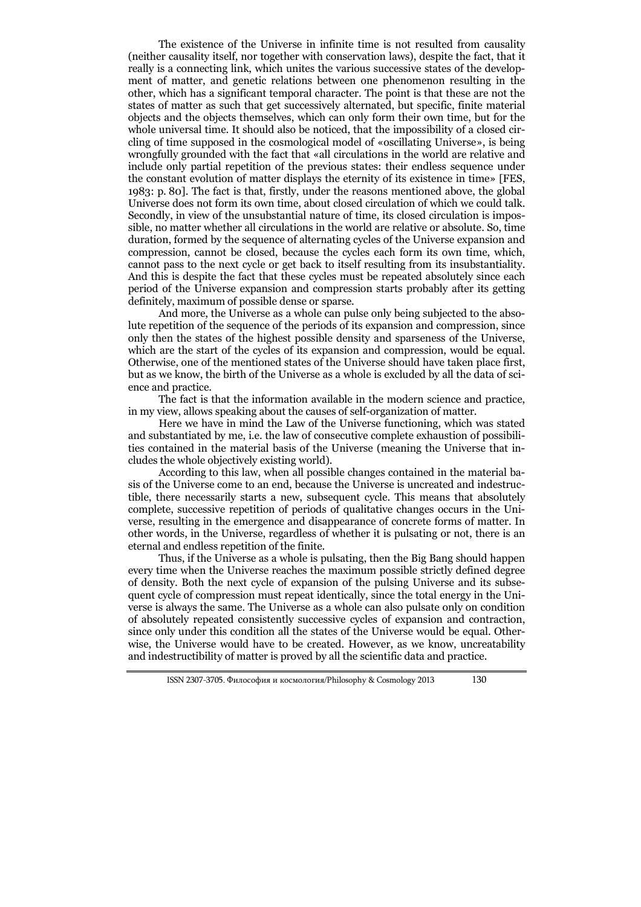The existence of the Universe in infinite time is not resulted from causality (neither causality itself, nor together with conservation laws), despite the fact, that it really is a connecting link, which unites the various successive states of the development of matter, and genetic relations between one phenomenon resulting in the other, which has a significant temporal character. The point is that these are not the states of matter as such that get successively alternated, but specific, finite material objects and the objects themselves, which can only form their own time, but for the whole universal time. It should also be noticed, that the impossibility of a closed circling of time supposed in the cosmological model of «oscillating Universe», is being wrongfully grounded with the fact that «all circulations in the world are relative and include only partial repetition of the previous states: their endless sequence under the constant evolution of matter displays the eternity of its existence in time» [FES, 1983: p. 80]. The fact is that, firstly, under the reasons mentioned above, the global Universe does not form its own time, about closed circulation of which we could talk. Secondly, in view of the unsubstantial nature of time, its closed circulation is impossible, no matter whether all circulations in the world are relative or absolute. So, time duration, formed by the sequence of alternating cycles of the Universe expansion and compression, cannot be closed, because the cycles each form its own time, which, cannot pass to the next cycle or get back to itself resulting from its insubstantiality. And this is despite the fact that these cycles must be repeated absolutely since each period of the Universe expansion and compression starts probably after its getting definitely, maximum of possible dense or sparse.

And more, the Universe as a whole can pulse only being subjected to the absolute repetition of the sequence of the periods of its expansion and compression, since only then the states of the highest possible density and sparseness of the Universe, which are the start of the cycles of its expansion and compression, would be equal. Otherwise, one of the mentioned states of the Universe should have taken place first, but as we know, the birth of the Universe as a whole is excluded by all the data of science and practice.

The fact is that the information available in the modern science and practice, in my view, allows speaking about the causes of self-organization of matter.

Here we have in mind the Law of the Universe functioning, which was stated and substantiated by me, i.e. the law of consecutive complete exhaustion of possibilities contained in the material basis of the Universe (meaning the Universe that includes the whole objectively existing world).

According to this law, when all possible changes contained in the material basis of the Universe come to an end, because the Universe is uncreated and indestructible, there necessarily starts a new, subsequent cycle. This means that absolutely complete, successive repetition of periods of qualitative changes occurs in the Universe, resulting in the emergence and disappearance of concrete forms of matter. In other words, in the Universe, regardless of whether it is pulsating or not, there is an eternal and endless repetition of the finite.

Thus, if the Universe as a whole is pulsating, then the Big Bang should happen every time when the Universe reaches the maximum possible strictly defined degree of density. Both the next cycle of expansion of the pulsing Universe and its subsequent cycle of compression must repeat identically, since the total energy in the Universe is always the same. The Universe as a whole can also pulsate only on condition of absolutely repeated consistently successive cycles of expansion and contraction, since only under this condition all the states of the Universe would be equal. Otherwise, the Universe would have to be created. However, as we know, uncreatability and indestructibility of matter is proved by all the scientific data and practice.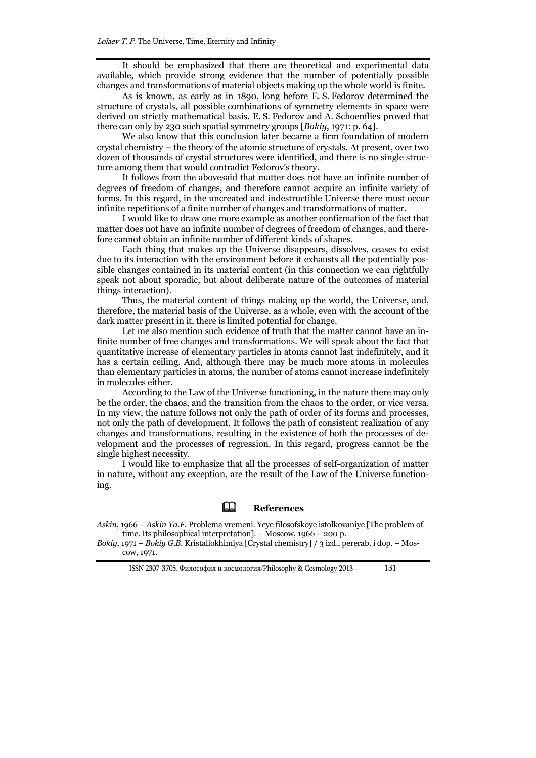It should be emphasized that there are theoretical and experimental data available, which provide strong evidence that the number of potentially possible changes and transformations of material objects making up the whole world is finite.

As is known, as early as in 1890, long before E. S. Fedorov determined the structure of crystals, all possible combinations of symmetry elements in space were derived on strictly mathematical basis. E. S. Fedorov and A. Schoenflies proved that there can only by 230 such spatial symmetry groups [*Bokiy*, 1971: p. 64].

We also know that this conclusion later became a firm foundation of modern crystal chemistry – the theory of the atomic structure of crystals. At present, over two dozen of thousands of crystal structures were identified, and there is no single structure among them that would contradict Fedorov's theory.

It follows from the abovesaid that matter does not have an infinite number of degrees of freedom of changes, and therefore cannot acquire an infinite variety of forms. In this regard, in the uncreated and indestructible Universe there must occur infinite repetitions of a finite number of changes and transformations of matter.

I would like to draw one more example as another confirmation of the fact that matter does not have an infinite number of degrees of freedom of changes, and therefore cannot obtain an infinite number of different kinds of shapes.

Each thing that makes up the Universe disappears, dissolves, ceases to exist due to its interaction with the environment before it exhausts all the potentially possible changes contained in its material content (in this connection we can rightfully speak not about sporadic, but about deliberate nature of the outcomes of material things interaction).

Thus, the material content of things making up the world, the Universe, and, therefore, the material basis of the Universe, as a whole, even with the account of the dark matter present in it, there is limited potential for change.

Let me also mention such evidence of truth that the matter cannot have an infinite number of free changes and transformations. We will speak about the fact that quantitative increase of elementary particles in atoms cannot last indefinitely, and it has a certain ceiling. And, although there may be much more atoms in molecules than elementary particles in atoms, the number of atoms cannot increase indefinitely in molecules either.

According to the Law of the Universe functioning, in the nature there may only be the order, the chaos, and the transition from the chaos to the order, or vice versa. In my view, the nature follows not only the path of order of its forms and processes, not only the path of development. It follows the path of consistent realization of any changes and transformations, resulting in the existence of both the processes of development and the processes of regression. In this regard, progress cannot be the single highest necessity.

I would like to emphasize that all the processes of self-organization of matter in nature, without any exception, are the result of the Law of the Universe functioning.

## References

*Askin*, 1966 – *Askin Ya.F.* Problema vremeni. Yeye filosofskoye istolkovaniye [The problem of time. Its philosophical interpretation]. – Moscow, 1966 – 200 p.

*Bokiy*, 1971 – *Bokiy G.B.* Kristallokhimiya [Crystal chemistry] / 3 izd., pererab. i dop. – Moscow, 1971.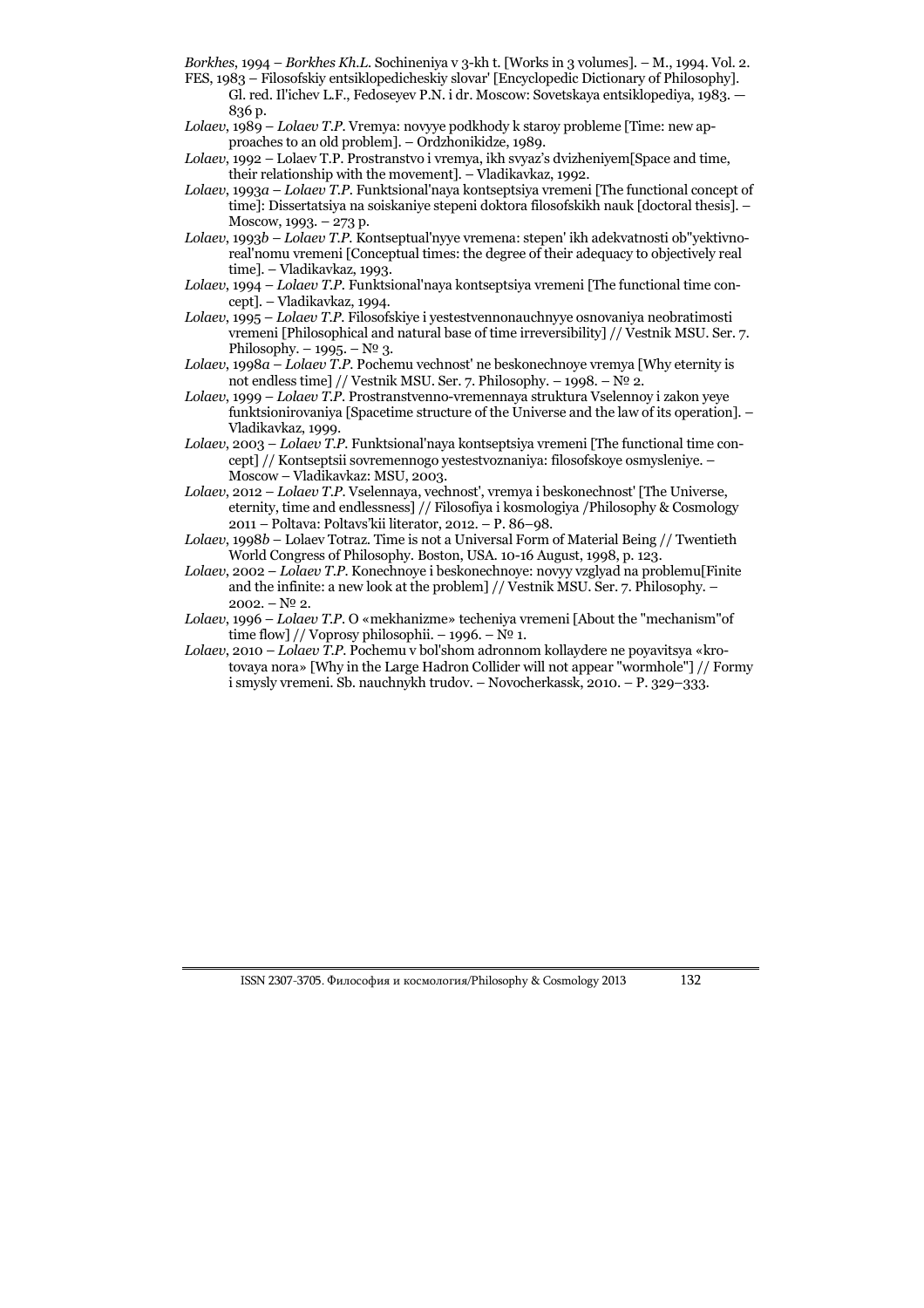*Borkhes*, 1994 – *Borkhes Kh.L.* Sochineniya v 3-kh t. [Works in 3 volumes]. – M., 1994. Vol. 2.

FES, 1983 – Filosofskiy entsiklopedicheskiy slovar' [Encyclopedic Dictionary of Philosophy]. Gl. red. Il'ichev L.F., Fedoseyev P.N. i dr. Moscow: Sovetskaya entsiklopediya, 1983. — 836 p.

*Lolaev*, 1989 – *Lolaev T.P.* Vremya: novyye podkhody k staroy probleme [Time: new approaches to an old problem]. – Ordzhonikidze, 1989.

*Lolaev*, 1992 – Lolaev T.P. Prostranstvo i vremya, ikh svyaz's dvizheniyem[Space and time, their relationship with the movement]. – Vladikavkaz, 1992.

*Lolaev*, 1993*a* – *Lolaev T.P.* Funktsional'naya kontseptsiya vremeni [The functional concept of time]: Dissertatsiya na soiskaniye stepeni doktora filosofskikh nauk [doctoral thesis]. – Moscow, 1993. – 273 p.

*Lolaev*, 1993*b* – *Lolaev T.P.* Kontseptual'nyye vremena: stepen' ikh adekvatnosti ob"yektivno-real'nomu vremeni [Conceptual times: the degree of their adequacy to objectively real time]. – Vladikavkaz, 1993.

*Lolaev*, 1994 – *Lolaev T.P.* Funktsional'naya kontseptsiya vremeni [The functional time concept]. – Vladikavkaz, 1994.

*Lolaev*, 1995 – *Lolaev T.P.* Filosofskiye i yestestvennonauchnyye osnovaniya neobratimosti vremeni [Philosophical and natural base of time irreversibility] // Vestnik MSU. Ser. 7. Philosophy. – 1995. – № 3.

*Lolaev*, 1998*a* – *Lolaev T.P.* Pochemu vechnost' ne beskonechnoye vremya [Why eternity is not endless time] // Vestnik MSU. Ser. 7. Philosophy. – 1998. – № 2.

*Lolaev*, 1999 – *Lolaev T.P.* Prostranstvenno-vremennaya struktura Vselennoy i zakon yeye funktsionirovaniya [Spacetime structure of the Universe and the law of its operation]. – Vladikavkaz, 1999.

*Lolaev*, 2003 – *Lolaev T.P.* Funktsional'naya kontseptsiya vremeni [The functional time concept] // Kontseptsii sovremennogo yestestvoznaniya: filosofskoye osmysleniye. – Moscow – Vladikavkaz: MSU, 2003.

*Lolaev*, 2012 – *Lolaev T.P.* Vselennaya, vechnost', vremya i beskonechnost' [The Universe, eternity, time and endlessness] // Filosofiya i kosmologiya /Philosophy & Cosmology 2011 – Poltava: Poltavs'kii literator, 2012. – P. 86–98.

*Lolaev*, 1998*b* – Lolaev Totraz. Time is not a Universal Form of Material Being // Twentieth World Congress of Philosophy. Boston, USA. 10-16 August, 1998, p. 123.

*Lolaev*, 2002 – *Lolaev T.P.* Konechnoye i beskonechnoye: novyy vzglyad na problemu[Finite and the infinite: a new look at the problem] // Vestnik MSU. Ser. 7. Philosophy. – 2002. – № 2.

*Lolaev*, 1996 – *Lolaev T.P.* O «mekhanizme» techeniya vremeni [About the "mechanism"of time flow] // Voprosy philosophii. – 1996. – № 1.

*Lolaev*, 2010 – *Lolaev T.P.* Pochemu v bol'shom adronnom kollaydere ne poyavitsya «krotovaya nora» [Why in the Large Hadron Collider will not appear "wormhole"] // Formy i smysly vremeni. Sb. nauchnykh trudov. – Novocherkassk, 2010. – P. 329–333.